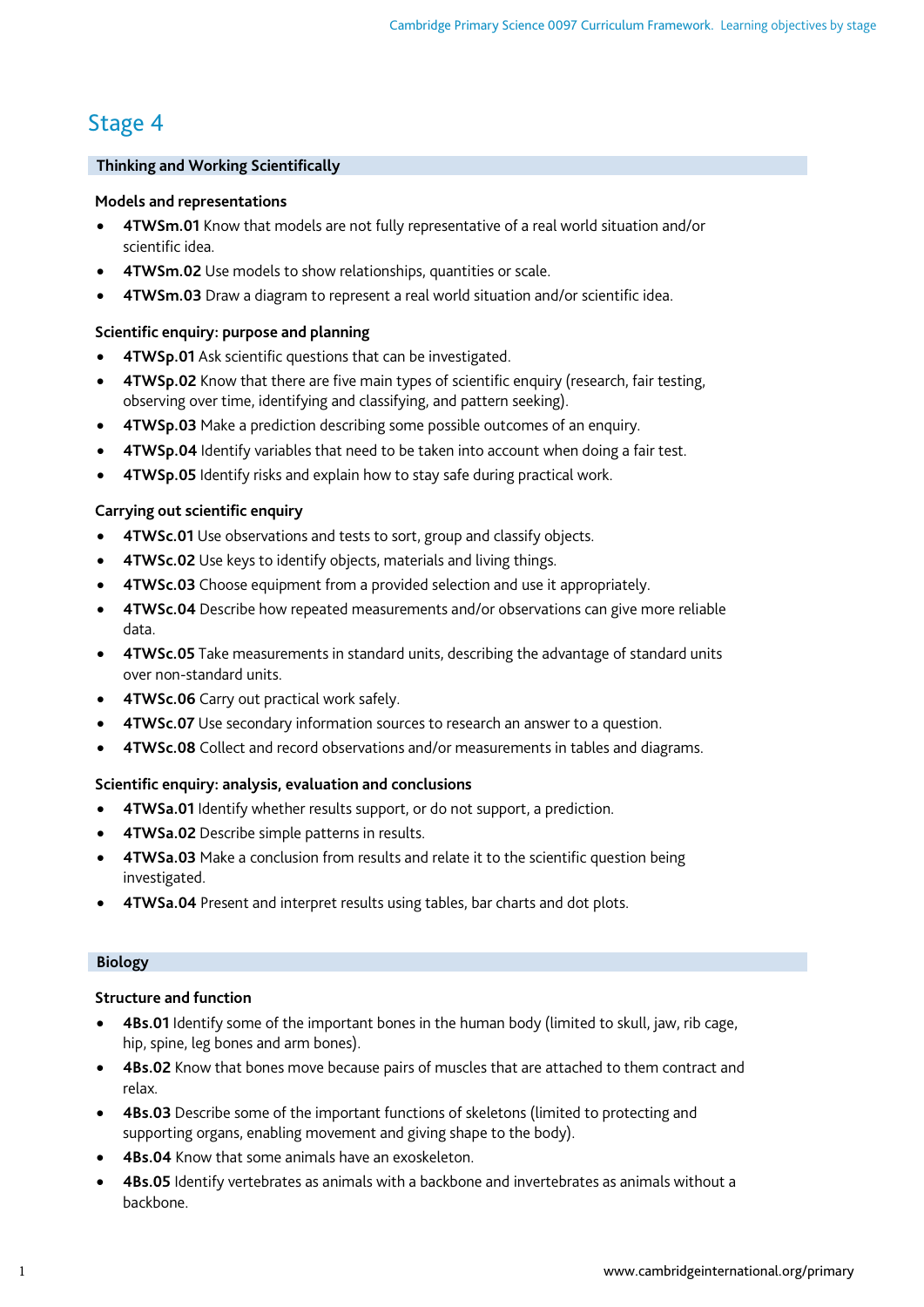# Stage 4

## Thinking and Working Scientifically

### Models and representations

- **4TWSm.01** Know that models are not fully representative of a real world situation and/or scientific idea.
- **4TWSm.02** Use models to show relationships, quantities or scale.
- **4TWSm.03** Draw a diagram to represent a real world situation and/or scientific idea.

### Scientific enquiry: purpose and planning

- **4TWSp.01** Ask scientific questions that can be investigated.
- **4TWSp.02** Know that there are five main types of scientific enquiry (research, fair testing, observing over time, identifying and classifying, and pattern seeking).
- **4TWSp.03** Make a prediction describing some possible outcomes of an enquiry.
- **4TWSp.04** Identify variables that need to be taken into account when doing a fair test.
- **4TWSp.05** Identify risks and explain how to stay safe during practical work.

### Carrying out scientific enquiry

- **4TWSc.01** Use observations and tests to sort, group and classify objects.
- **4TWSc.02** Use keys to identify objects, materials and living things.
- **4TWSc.03** Choose equipment from a provided selection and use it appropriately.
- **4TWSc.04** Describe how repeated measurements and/or observations can give more reliable data.
- **4TWSc.05** Take measurements in standard units, describing the advantage of standard units over non-standard units.
- **4TWSc.06** Carry out practical work safely.
- **4TWSc.07** Use secondary information sources to research an answer to a question.
- **4TWSc.08** Collect and record observations and/or measurements in tables and diagrams.

### Scientific enquiry: analysis, evaluation and conclusions

- **4TWSa.01** Identify whether results support, or do not support, a prediction.
- **4TWSa.02** Describe simple patterns in results.
- **4TWSa.03** Make a conclusion from results and relate it to the scientific question being investigated.
- **4TWSa.04** Present and interpret results using tables, bar charts and dot plots.

## Biology

### Structure and function

- **4Bs.01** Identify some of the important bones in the human body (limited to skull, jaw, rib cage, hip, spine, leg bones and arm bones).
- **4Bs.02** Know that bones move because pairs of muscles that are attached to them contract and relax.
- **4Bs.03** Describe some of the important functions of skeletons (limited to protecting and supporting organs, enabling movement and giving shape to the body).
- **4Bs.04** Know that some animals have an exoskeleton.
- **4Bs.05** Identify vertebrates as animals with a backbone and invertebrates as animals without a backbone.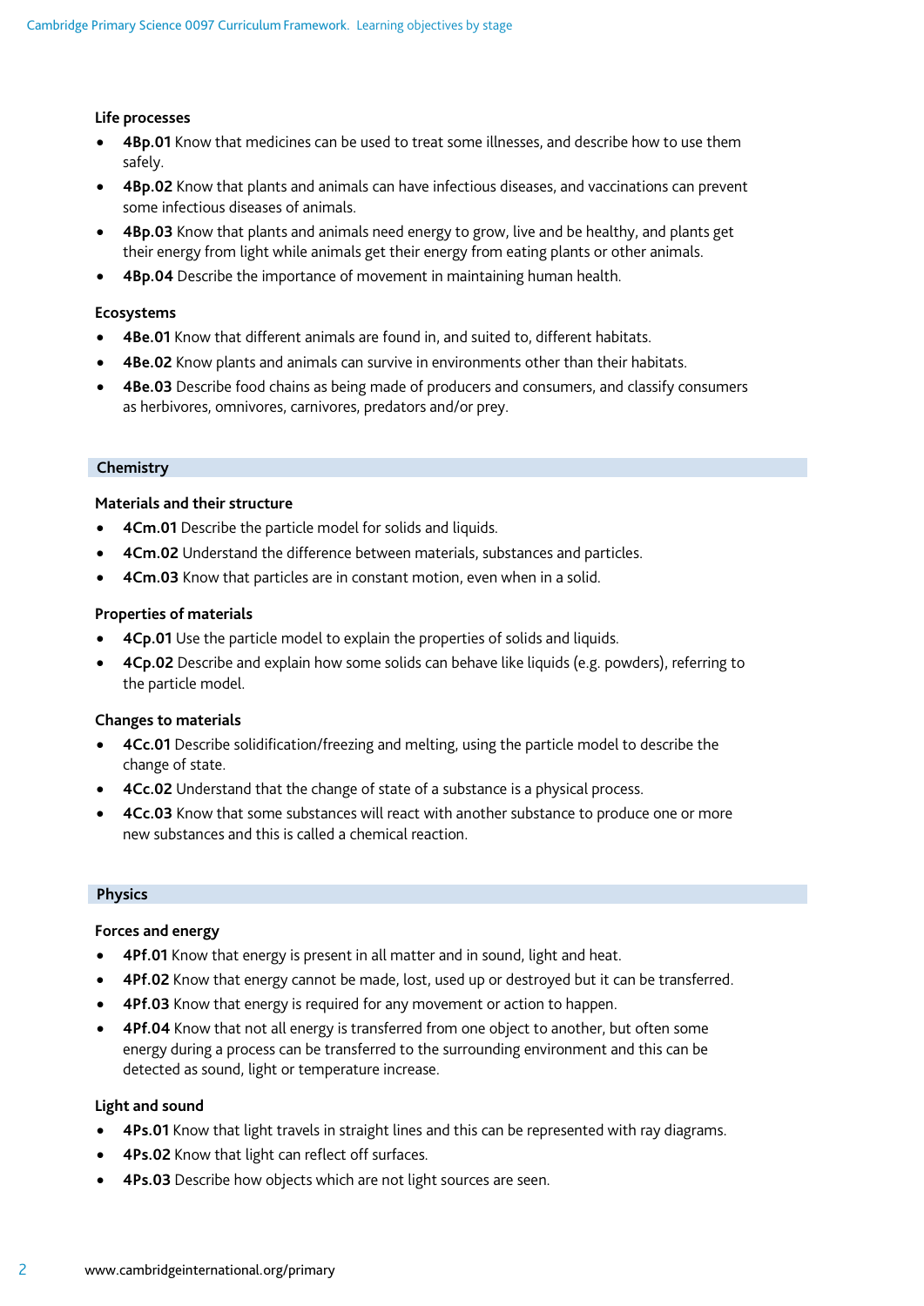### Life processes

- **4Bp.01** Know that medicines can be used to treat some illnesses, and describe how to use them safely.
- **4Bp.02** Know that plants and animals can have infectious diseases, and vaccinations can prevent some infectious diseases of animals.
- **4Bp.03** Know that plants and animals need energy to grow, live and be healthy, and plants get their energy from light while animals get their energy from eating plants or other animals.
- **4Bp.04** Describe the importance of movement in maintaining human health.

### Ecosystems

- **4Be.01** Know that different animals are found in, and suited to, different habitats.
- **4Be.02** Know plants and animals can survive in environments other than their habitats.
- **4Be.03** Describe food chains as being made of producers and consumers, and classify consumers as herbivores, omnivores, carnivores, predators and/or prey.

## Chemistry

### Materials and their structure

- **4Cm.01** Describe the particle model for solids and liquids.
- **4Cm.02** Understand the difference between materials, substances and particles.
- **4Cm.03** Know that particles are in constant motion, even when in a solid.

### Properties of materials

- **4Cp.01** Use the particle model to explain the properties of solids and liquids.
- **4Cp.02** Describe and explain how some solids can behave like liquids (e.g. powders), referring to the particle model.

### Changes to materials

- **4Cc.01** Describe solidification/freezing and melting, using the particle model to describe the change of state.
- **4Cc.02** Understand that the change of state of a substance is a physical process.
- **4Cc.03** Know that some substances will react with another substance to produce one or more new substances and this is called a chemical reaction.

## Physics

### Forces and energy

- **4Pf.01** Know that energy is present in all matter and in sound, light and heat.
- **4Pf.02** Know that energy cannot be made, lost, used up or destroyed but it can be transferred.
- **4Pf.03** Know that energy is required for any movement or action to happen.
- **4Pf.04** Know that not all energy is transferred from one object to another, but often some energy during a process can be transferred to the surrounding environment and this can be detected as sound, light or temperature increase.

### Light and sound

- **4Ps.01** Know that light travels in straight lines and this can be represented with ray diagrams.
- **4Ps.02** Know that light can reflect off surfaces.
- **4Ps.03** Describe how objects which are not light sources are seen.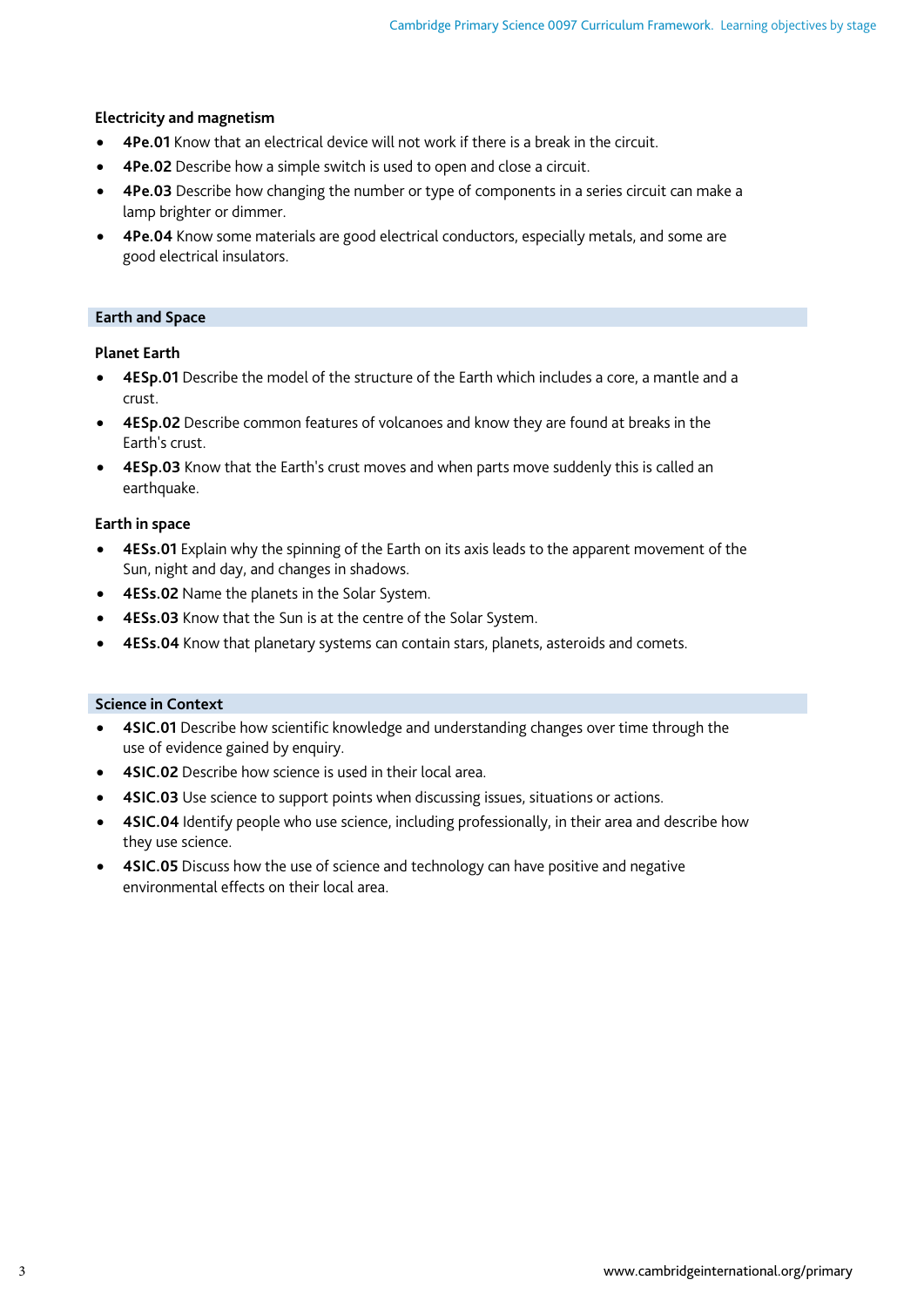### Electricity and magnetism

- **4Pe.01** Know that an electrical device will not work if there is a break in the circuit.
- **4Pe.02** Describe how a simple switch is used to open and close a circuit.
- **4Pe.03** Describe how changing the number or type of components in a series circuit can make a lamp brighter or dimmer.
- **4Pe.04** Know some materials are good electrical conductors, especially metals, and some are good electrical insulators.

## Earth and Space

### Planet Earth

- **4ESp.01** Describe the model of the structure of the Earth which includes a core, a mantle and a crust.
- **4ESp.02** Describe common features of volcanoes and know they are found at breaks in the Earth's crust.
- **4ESp.03** Know that the Earth's crust moves and when parts move suddenly this is called an earthquake.

### Earth in space

- **4ESs.01** Explain why the spinning of the Earth on its axis leads to the apparent movement of the Sun, night and day, and changes in shadows.
- **4ESs.02** Name the planets in the Solar System.
- **4ESs.03** Know that the Sun is at the centre of the Solar System.
- **4ESs.04** Know that planetary systems can contain stars, planets, asteroids and comets.

## Science in Context

- **4SIC.01** Describe how scientific knowledge and understanding changes over time through the use of evidence gained by enquiry.
- **4SIC.02** Describe how science is used in their local area.
- **4SIC.03** Use science to support points when discussing issues, situations or actions.
- **4SIC.04** Identify people who use science, including professionally, in their area and describe how they use science.
- **4SIC.05** Discuss how the use of science and technology can have positive and negative environmental effects on their local area.